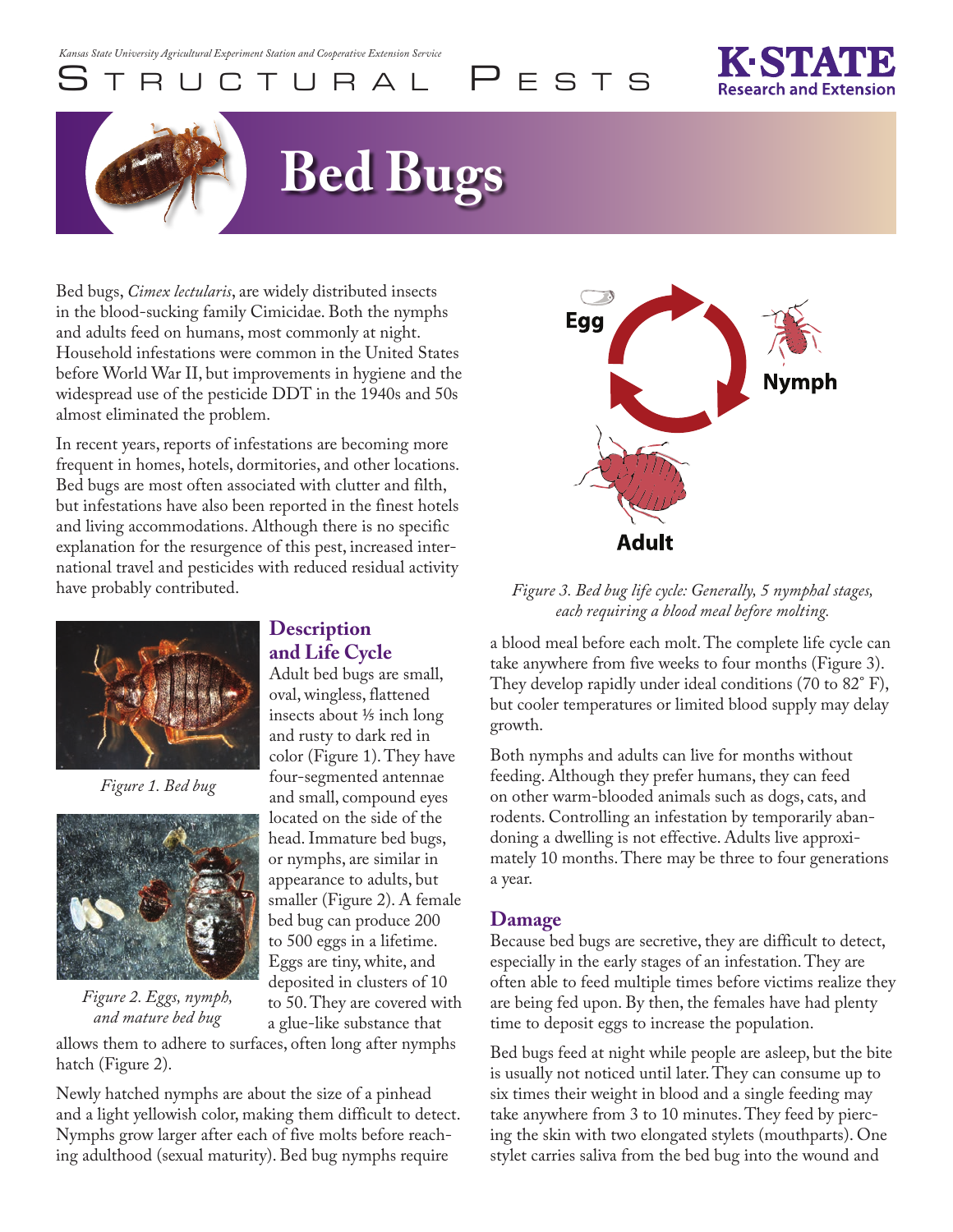Kansas State University Agricultural Experiment Station and Cooperative Extension Service

STRUCTURAL PESTS

# Bed Bugs

Bed bugs, *Cimex lectularis*, are widely distributed insects in the blood-sucking family Cimicidae. Both the nymphs and adults feed on humans, most commonly at night. Household infestations were common in the United States before World War II, but improvements in hygiene and the widespread use of the pesticide DDT in the 1940s and 50s almost eliminated the problem.

In recent years, reports of infestations are becoming more frequent in homes, hotels, dormitories, and other locations. Bed bugs are most often associated with clutter and filth, but infestations have also been reported in the finest hotels and living accommodations. Although there is no specific explanation for the resurgence of this pest, increased international travel and pesticides with reduced residual activity have probably contributed.

*Figure 1. Bed bug*

*Figure 2. Eggs, nymph, and mature bed bug*

## Description and Life Cycle

Adult bed bugs are small, oval, wingless, flattened insects about ⅕ inch long and rusty to dark red in color (Figure 1). They have four-segmented antennae and small, compound eyes located on the side of the head. Immature bed bugs, or nymphs, are similar in appearance to adults, but smaller (Figure 2). A female bed bug can produce 200 to 500 eggs in a lifetime. Eggs are tiny, white, and deposited in clusters of 10 to 50. They are covered with a glue-like substance that allows them to adhere to surfaces, often long after nymphs hatch (Figure 2).

Newly hatched nymphs are about the size of a pinhead and a light yellowish color, making them difficult to detect. Nymphs grow larger after each of five molts before reaching adulthood (sexual maturity). Bed bug nymphs require a blood meal before each molt. The complete life cycle can take anywhere from five weeks to four months (Figure 3). They develop rapidly under ideal conditions (70 to 82° F), but cooler temperatures or limited blood supply may delay growth.

*Figure 3. Bed bug life cycle: Generally, 5 nymphal stages, each requiring a blood meal before molting.*

Both nymphs and adults can live for months without feeding. Although they prefer humans, they can feed on other warm-blooded animals such as dogs, cats, and rodents. Controlling an infestation by temporarily abandoning a dwelling is not effective. Adults live approximately 10 months. There may be three to four generations a year.

## Damage

Because bed bugs are secretive, they are difficult to detect, especially in the early stages of an infestation. They are often able to feed multiple times before victims realize they are being fed upon. By then, the females have had plenty time to deposit eggs to increase the population.

Bed bugs feed at night while people are asleep, but the bite is usually not noticed until later. They can consume up to six times their weight in blood and a single feeding may take anywhere from 3 to 10 minutes. They feed by piercing the skin with two elongated stylets (mouthparts). One stylet carries saliva from the bed bug into the wound and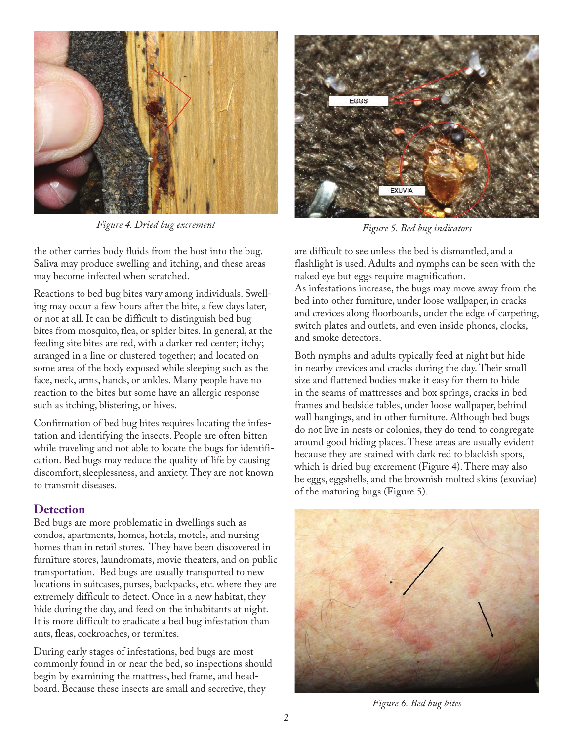*Figure 4. Dried bug excrement*

*Figure 5. Bed bug indicators*

the other carries body fluids from the host into the bug. Saliva may produce swelling and itching, and these areas may become infected when scratched.

Reactions to bed bug bites vary among individuals. Swelling may occur a few hours after the bite, a few days later, or not at all. It can be difficult to distinguish bed bug bites from mosquito, flea, or spider bites. In general, at the feeding site bites are red, with a darker red center; itchy; arranged in a line or clustered together; and located on some area of the body exposed while sleeping such as the face, neck, arms, hands, or ankles. Many people have no reaction to the bites but some have an allergic response such as itching, blistering, or hives.

Confirmation of bed bug bites requires locating the infestation and identifying the insects. People are often bitten while traveling and not able to locate the bugs for identification. Bed bugs may reduce the quality of life by causing discomfort, sleeplessness, and anxiety. They are not known to transmit diseases.

## Detection

Bed bugs are more problematic in dwellings such as condos, apartments, homes, hotels, motels, and nursing homes than in retail stores. They have been discovered in furniture stores, laundromats, movie theaters, and on public transportation. Bed bugs are usually transported to new locations in suitcases, purses, backpacks, etc. where they are extremely difficult to detect. Once in a new habitat, they hide during the day, and feed on the inhabitants at night. It is more difficult to eradicate a bed bug infestation than ants, fleas, cockroaches, or termites.

During early stages of infestations, bed bugs are most commonly found in or near the bed, so inspections should begin by examining the mattress, bed frame, and headboard. Because these insects are small and secretive, they are difficult to see unless the bed is dismantled, and a flashlight is used. Adults and nymphs can be seen with the naked eye but eggs require magnification.

As infestations increase, the bugs may move away from the bed into other furniture, under loose wallpaper, in cracks and crevices along floorboards, under the edge of carpeting, switch plates and outlets, and even inside phones, clocks, and smoke detectors.

Both nymphs and adults typically feed at night but hide in nearby crevices and cracks during the day. Their small size and flattened bodies make it easy for them to hide in the seams of mattresses and box springs, cracks in bed frames and bedside tables, under loose wallpaper, behind wall hangings, and in other furniture. Although bed bugs do not live in nests or colonies, they do tend to congregate around good hiding places. These areas are usually evident because they are stained with dark red to blackish spots, which is dried bug excrement (Figure 4). There may also be eggs, eggshells, and the brownish molted skins (exuviae) of the maturing bugs (Figure 5).

*Figure 6. Bed bug bites*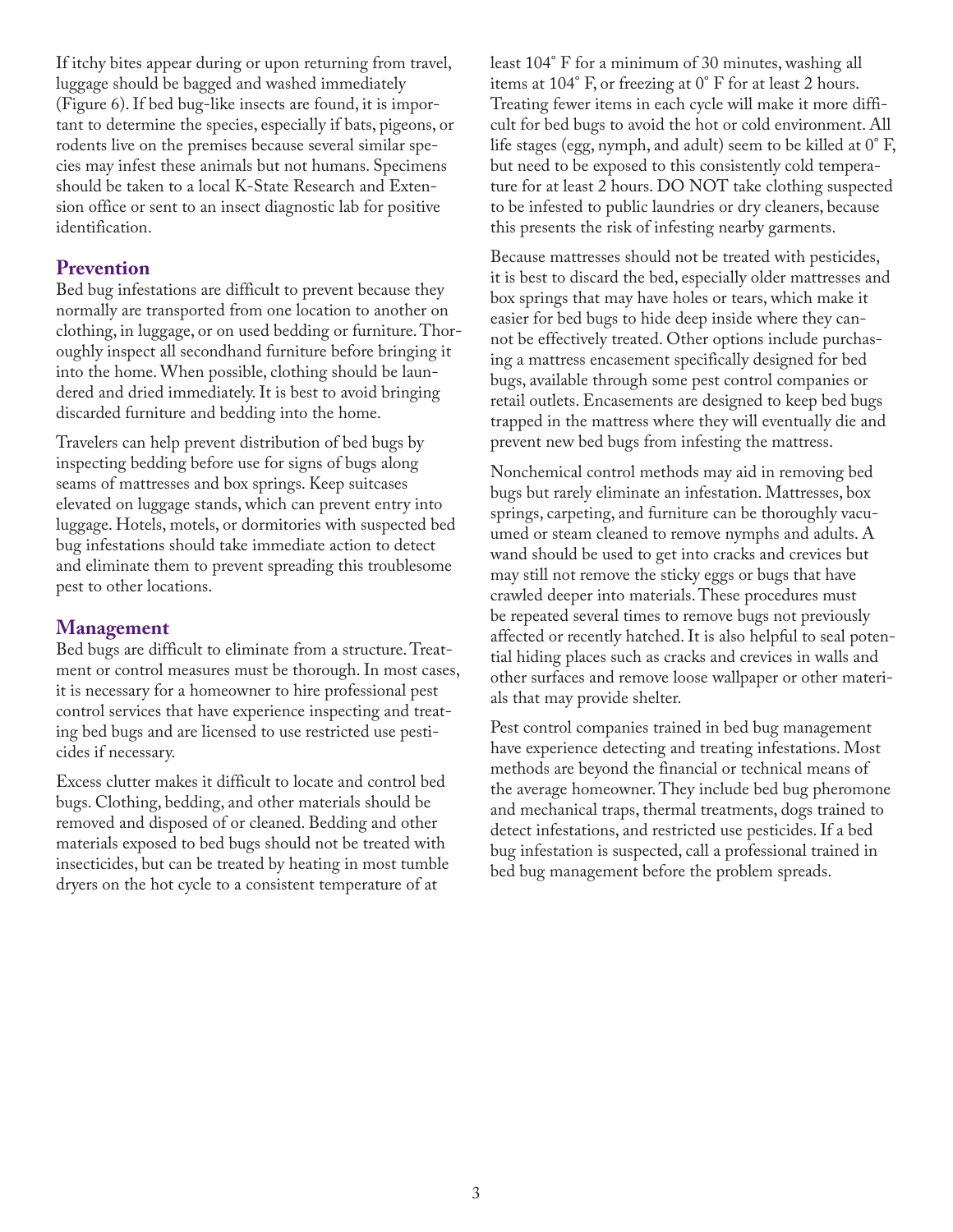If itchy bites appear during or upon returning from travel, luggage should be bagged and washed immediately (Figure 6). If bed bug-like insects are found, it is important to determine the species, especially if bats, pigeons, or rodents live on the premises because several similar species may infest these animals but not humans. Specimens should be taken to a local K-State Research and Extension office or sent to an insect diagnostic lab for positive identification.

## Prevention

Bed bug infestations are difficult to prevent because they normally are transported from one location to another on clothing, in luggage, or on used bedding or furniture. Thoroughly inspect all secondhand furniture before bringing it into the home. When possible, clothing should be laundered and dried immediately. It is best to avoid bringing discarded furniture and bedding into the home.

Travelers can help prevent distribution of bed bugs by inspecting bedding before use for signs of bugs along seams of mattresses and box springs. Keep suitcases elevated on luggage stands, which can prevent entry into luggage. Hotels, motels, or dormitories with suspected bed bug infestations should take immediate action to detect and eliminate them to prevent spreading this troublesome pest to other locations.

## Management

Bed bugs are difficult to eliminate from a structure. Treatment or control measures must be thorough. In most cases, it is necessary for a homeowner to hire professional pest control services that have experience inspecting and treating bed bugs and are licensed to use restricted use pesticides if necessary.

Excess clutter makes it difficult to locate and control bed bugs. Clothing, bedding, and other materials should be removed and disposed of or cleaned. Bedding and other materials exposed to bed bugs should not be treated with insecticides, but can be treated by heating in most tumble dryers on the hot cycle to a consistent temperature of at least 104˚ F for a minimum of 30 minutes, washing all items at 104˚ F, or freezing at 0˚ F for at least 2 hours. Treating fewer items in each cycle will make it more difficult for bed bugs to avoid the hot or cold environment. All life stages (egg, nymph, and adult) seem to be killed at 0˚ F, but need to be exposed to this consistently cold temperature for at least 2 hours. DO NOT take clothing suspected to be infested to public laundries or dry cleaners, because this presents the risk of infesting nearby garments.

Because mattresses should not be treated with pesticides, it is best to discard the bed, especially older mattresses and box springs that may have holes or tears, which make it easier for bed bugs to hide deep inside where they cannot be effectively treated. Other options include purchasing a mattress encasement specifically designed for bed bugs, available through some pest control companies or retail outlets. Encasements are designed to keep bed bugs trapped in the mattress where they will eventually die and prevent new bed bugs from infesting the mattress.

Nonchemical control methods may aid in removing bed bugs but rarely eliminate an infestation. Mattresses, box springs, carpeting, and furniture can be thoroughly vacuumed or steam cleaned to remove nymphs and adults. A wand should be used to get into cracks and crevices but may still not remove the sticky eggs or bugs that have crawled deeper into materials. These procedures must be repeated several times to remove bugs not previously affected or recently hatched. It is also helpful to seal potential hiding places such as cracks and crevices in walls and other surfaces and remove loose wallpaper or other materials that may provide shelter.

Pest control companies trained in bed bug management have experience detecting and treating infestations. Most methods are beyond the financial or technical means of the average homeowner. They include bed bug pheromone and mechanical traps, thermal treatments, dogs trained to detect infestations, and restricted use pesticides. If a bed bug infestation is suspected, call a professional trained in bed bug management before the problem spreads.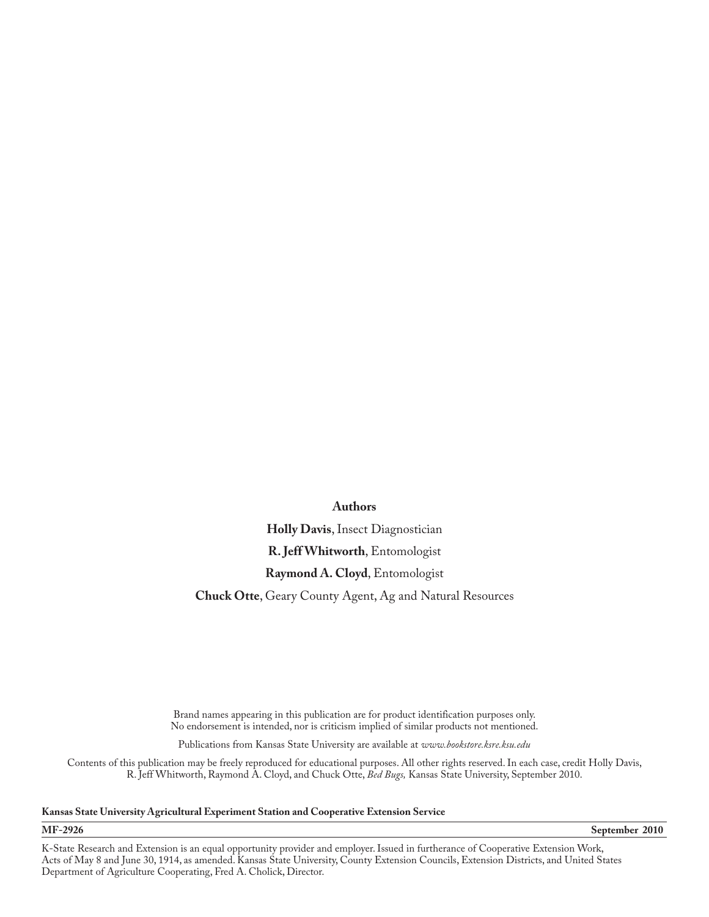**Authors**

**Holly Davis**, Insect Diagnostician

**R. Jeff Whitworth**, Entomologist

**Raymond A. Cloyd**, Entomologist

**Chuck Otte**, Geary County Agent, Ag and Natural Resources

Brand names appearing in this publication are for product identification purposes only.
No endorsement is intended, nor is criticism implied of similar products not mentioned.

Publications from Kansas State University are available at *www.bookstore.ksre.ksu.edu*

Contents of this publication may be freely reproduced for educational purposes. All other rights reserved. In each case, credit Holly Davis, R. Jeff Whitworth, Raymond A. Cloyd, and Chuck Otte, *Bed Bugs,* Kansas State University, September 2010.

**Kansas State University Agricultural Experiment Station and Cooperative Extension Service**

**MF-2926** **September 2010**

K-State Research and Extension is an equal opportunity provider and employer. Issued in furtherance of Cooperative Extension Work, Acts of May 8 and June 30, 1914, as amended. Kansas State University, County Extension Councils, Extension Districts, and United States Department of Agriculture Cooperating, Fred A. Cholick, Director.